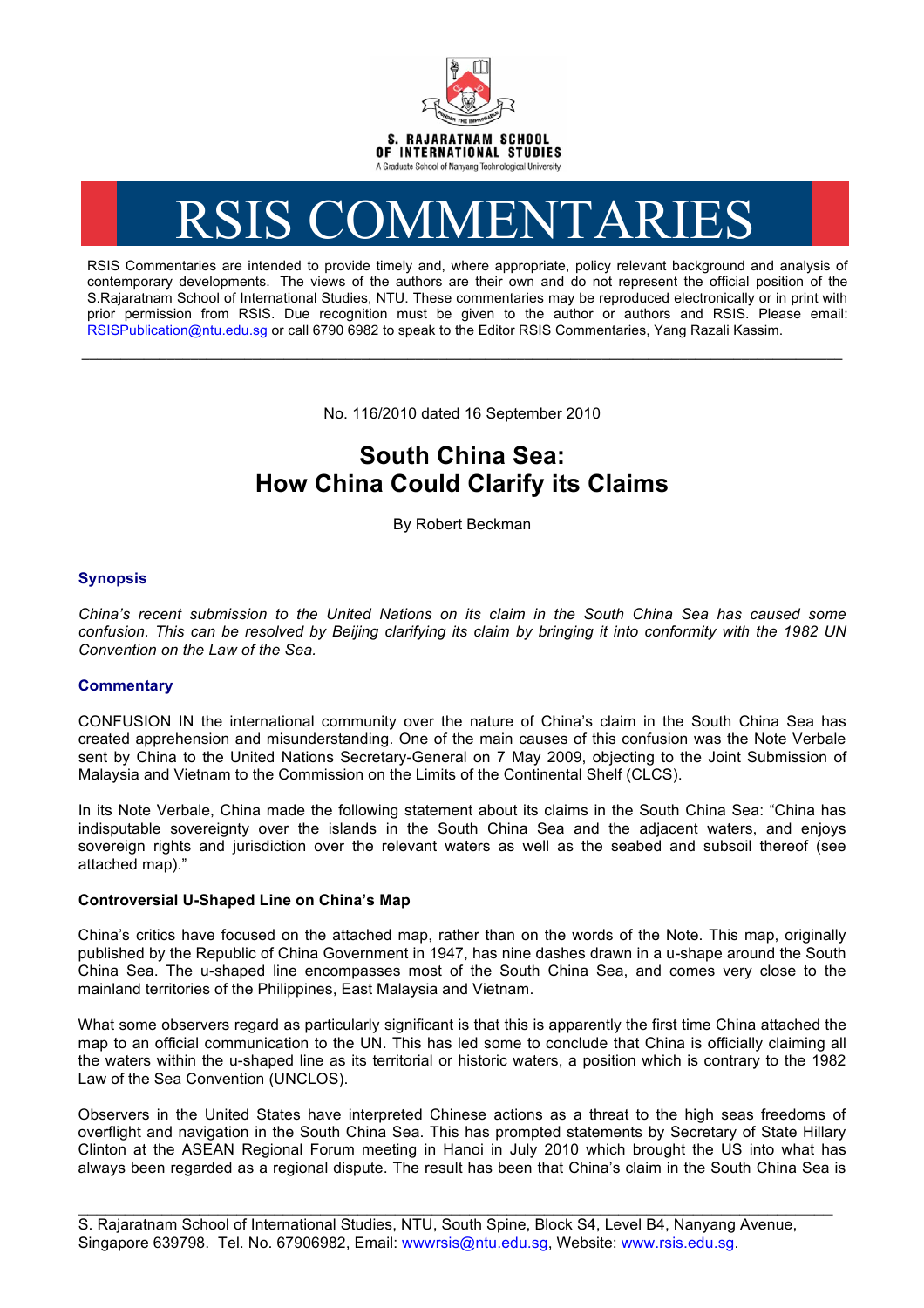S. RAJARATNAM SCHOOL OF INTERNATIONAL STUDIES

A Graduate School of Nanyang Technological University

# RSIS COMMENTARIES

RSIS Commentaries are intended to provide timely and, where appropriate, policy relevant background and analysis of contemporary developments. The views of the authors are their own and do not represent the official position of the S.Rajaratnam School of International Studies, NTU. These commentaries may be reproduced electronically or in print with prior permission from RSIS. Due recognition must be given to the author or authors and RSIS. Please email: RSISPublication@ntu.edu.sg or call 6790 6982 to speak to the Editor RSIS Commentaries, Yang Razali Kassim.

---

No. 116/2010 dated 16 September 2010

## South China Sea: How China Could Clarify its Claims

By Robert Beckman

### Synopsis

*China's recent submission to the United Nations on its claim in the South China Sea has caused some confusion. This can be resolved by Beijing clarifying its claim by bringing it into conformity with the 1982 UN Convention on the Law of the Sea.*

### Commentary

CONFUSION IN the international community over the nature of China's claim in the South China Sea has created apprehension and misunderstanding. One of the main causes of this confusion was the Note Verbale sent by China to the United Nations Secretary-General on 7 May 2009, objecting to the Joint Submission of Malaysia and Vietnam to the Commission on the Limits of the Continental Shelf (CLCS).

In its Note Verbale, China made the following statement about its claims in the South China Sea: "China has indisputable sovereignty over the islands in the South China Sea and the adjacent waters, and enjoys sovereign rights and jurisdiction over the relevant waters as well as the seabed and subsoil thereof (see attached map)."

**Controversial U-Shaped Line on China's Map**

China's critics have focused on the attached map, rather than on the words of the Note. This map, originally published by the Republic of China Government in 1947, has nine dashes drawn in a u-shape around the South China Sea. The u-shaped line encompasses most of the South China Sea, and comes very close to the mainland territories of the Philippines, East Malaysia and Vietnam.

What some observers regard as particularly significant is that this is apparently the first time China attached the map to an official communication to the UN. This has led some to conclude that China is officially claiming all the waters within the u-shaped line as its territorial or historic waters, a position which is contrary to the 1982 Law of the Sea Convention (UNCLOS).

Observers in the United States have interpreted Chinese actions as a threat to the high seas freedoms of overflight and navigation in the South China Sea. This has prompted statements by Secretary of State Hillary Clinton at the ASEAN Regional Forum meeting in Hanoi in July 2010 which brought the US into what has always been regarded as a regional dispute. The result has been that China's claim in the South China Sea is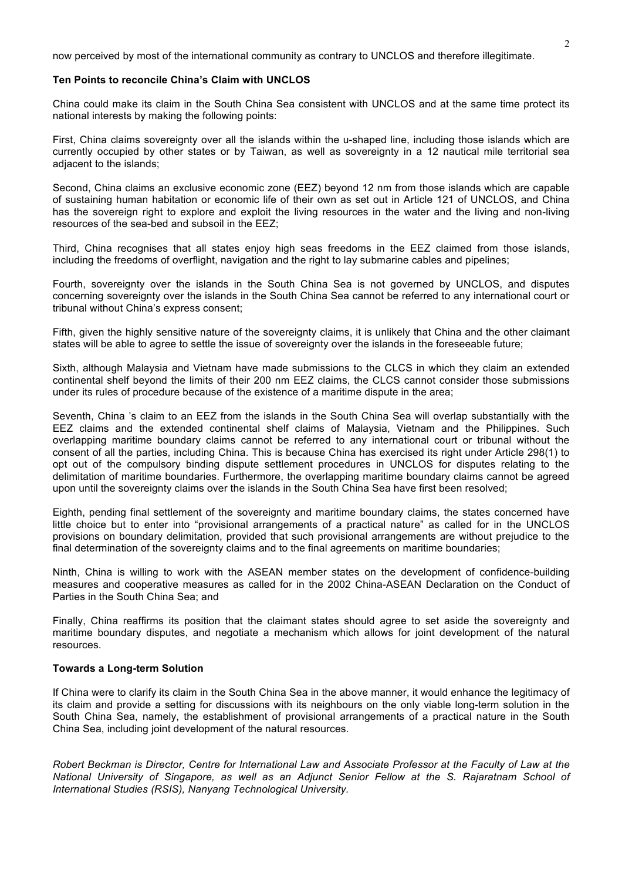now perceived by most of the international community as contrary to UNCLOS and therefore illegitimate.

**Ten Points to reconcile China's Claim with UNCLOS**

China could make its claim in the South China Sea consistent with UNCLOS and at the same time protect its national interests by making the following points:

First, China claims sovereignty over all the islands within the u-shaped line, including those islands which are currently occupied by other states or by Taiwan, as well as sovereignty in a 12 nautical mile territorial sea adjacent to the islands;

Second, China claims an exclusive economic zone (EEZ) beyond 12 nm from those islands which are capable of sustaining human habitation or economic life of their own as set out in Article 121 of UNCLOS, and China has the sovereign right to explore and exploit the living resources in the water and the living and non-living resources of the sea-bed and subsoil in the EEZ;

Third, China recognises that all states enjoy high seas freedoms in the EEZ claimed from those islands, including the freedoms of overflight, navigation and the right to lay submarine cables and pipelines;

Fourth, sovereignty over the islands in the South China Sea is not governed by UNCLOS, and disputes concerning sovereignty over the islands in the South China Sea cannot be referred to any international court or tribunal without China's express consent;

Fifth, given the highly sensitive nature of the sovereignty claims, it is unlikely that China and the other claimant states will be able to agree to settle the issue of sovereignty over the islands in the foreseeable future;

Sixth, although Malaysia and Vietnam have made submissions to the CLCS in which they claim an extended continental shelf beyond the limits of their 200 nm EEZ claims, the CLCS cannot consider those submissions under its rules of procedure because of the existence of a maritime dispute in the area;

Seventh, China 's claim to an EEZ from the islands in the South China Sea will overlap substantially with the EEZ claims and the extended continental shelf claims of Malaysia, Vietnam and the Philippines. Such overlapping maritime boundary claims cannot be referred to any international court or tribunal without the consent of all the parties, including China. This is because China has exercised its right under Article 298(1) to opt out of the compulsory binding dispute settlement procedures in UNCLOS for disputes relating to the delimitation of maritime boundaries. Furthermore, the overlapping maritime boundary claims cannot be agreed upon until the sovereignty claims over the islands in the South China Sea have first been resolved;

Eighth, pending final settlement of the sovereignty and maritime boundary claims, the states concerned have little choice but to enter into "provisional arrangements of a practical nature" as called for in the UNCLOS provisions on boundary delimitation, provided that such provisional arrangements are without prejudice to the final determination of the sovereignty claims and to the final agreements on maritime boundaries;

Ninth, China is willing to work with the ASEAN member states on the development of confidence-building measures and cooperative measures as called for in the 2002 China-ASEAN Declaration on the Conduct of Parties in the South China Sea; and

Finally, China reaffirms its position that the claimant states should agree to set aside the sovereignty and maritime boundary disputes, and negotiate a mechanism which allows for joint development of the natural resources.

**Towards a Long-term Solution**

If China were to clarify its claim in the South China Sea in the above manner, it would enhance the legitimacy of its claim and provide a setting for discussions with its neighbours on the only viable long-term solution in the South China Sea, namely, the establishment of provisional arrangements of a practical nature in the South China Sea, including joint development of the natural resources.

*Robert Beckman is Director, Centre for International Law and Associate Professor at the Faculty of Law at the National University of Singapore, as well as an Adjunct Senior Fellow at the S. Rajaratnam School of International Studies (RSIS), Nanyang Technological University.*